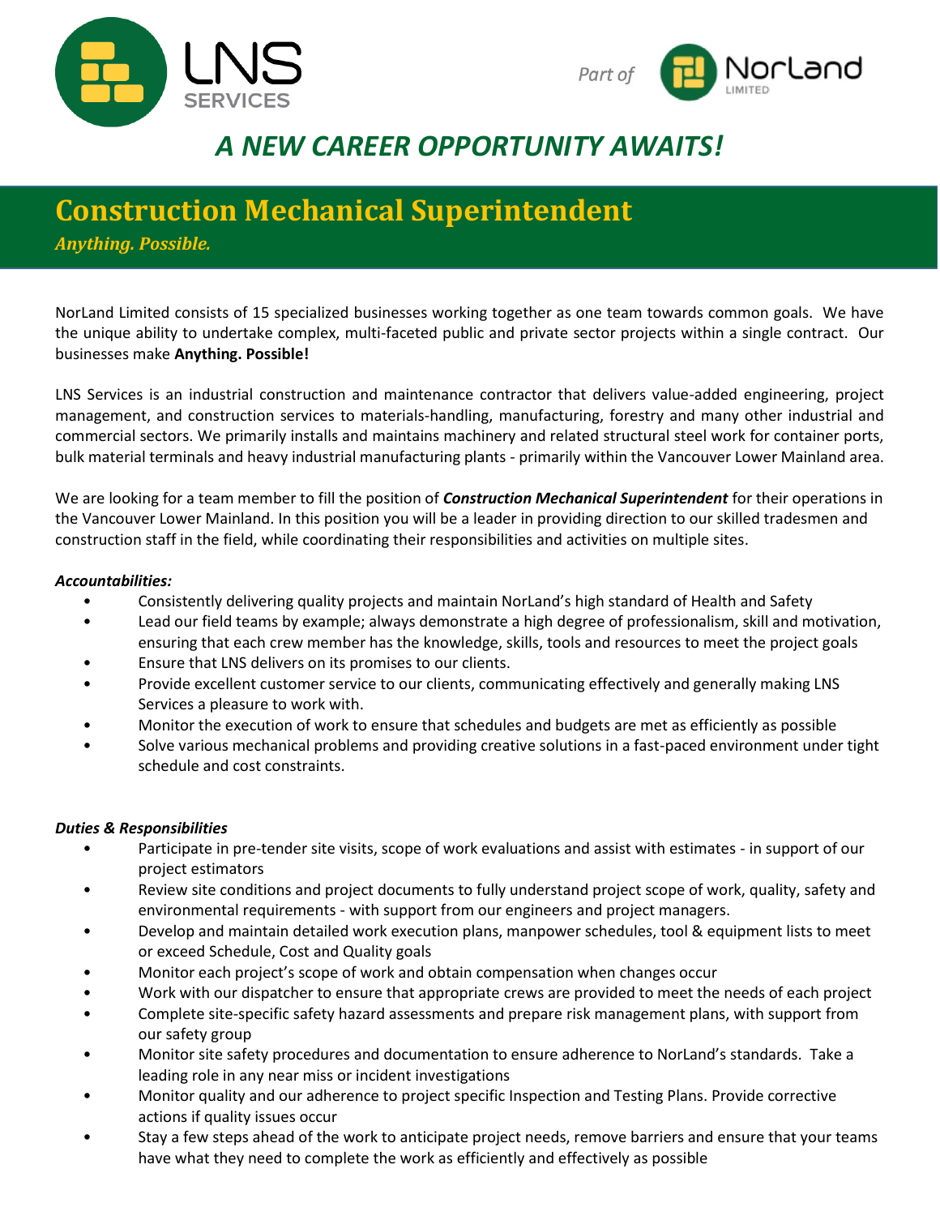LNS SERVICES

*Part of* NorLand LIMITED

## *A NEW CAREER OPPORTUNITY AWAITS!*

# Construction Mechanical Superintendent

*Anything. Possible.*

NorLand Limited consists of 15 specialized businesses working together as one team towards common goals. We have the unique ability to undertake complex, multi-faceted public and private sector projects within a single contract. Our businesses make **Anything. Possible!**

LNS Services is an industrial construction and maintenance contractor that delivers value-added engineering, project management, and construction services to materials-handling, manufacturing, forestry and many other industrial and commercial sectors. We primarily installs and maintains machinery and related structural steel work for container ports, bulk material terminals and heavy industrial manufacturing plants - primarily within the Vancouver Lower Mainland area.

We are looking for a team member to fill the position of ***Construction Mechanical Superintendent*** for their operations in the Vancouver Lower Mainland. In this position you will be a leader in providing direction to our skilled tradesmen and construction staff in the field, while coordinating their responsibilities and activities on multiple sites.

***Accountabilities:***

- Consistently delivering quality projects and maintain NorLand's high standard of Health and Safety
- Lead our field teams by example; always demonstrate a high degree of professionalism, skill and motivation, ensuring that each crew member has the knowledge, skills, tools and resources to meet the project goals
- Ensure that LNS delivers on its promises to our clients.
- Provide excellent customer service to our clients, communicating effectively and generally making LNS Services a pleasure to work with.
- Monitor the execution of work to ensure that schedules and budgets are met as efficiently as possible
- Solve various mechanical problems and providing creative solutions in a fast-paced environment under tight schedule and cost constraints.

***Duties & Responsibilities***

- Participate in pre-tender site visits, scope of work evaluations and assist with estimates - in support of our project estimators
- Review site conditions and project documents to fully understand project scope of work, quality, safety and environmental requirements - with support from our engineers and project managers.
- Develop and maintain detailed work execution plans, manpower schedules, tool & equipment lists to meet or exceed Schedule, Cost and Quality goals
- Monitor each project's scope of work and obtain compensation when changes occur
- Work with our dispatcher to ensure that appropriate crews are provided to meet the needs of each project
- Complete site-specific safety hazard assessments and prepare risk management plans, with support from our safety group
- Monitor site safety procedures and documentation to ensure adherence to NorLand's standards. Take a leading role in any near miss or incident investigations
- Monitor quality and our adherence to project specific Inspection and Testing Plans. Provide corrective actions if quality issues occur
- Stay a few steps ahead of the work to anticipate project needs, remove barriers and ensure that your teams have what they need to complete the work as efficiently and effectively as possible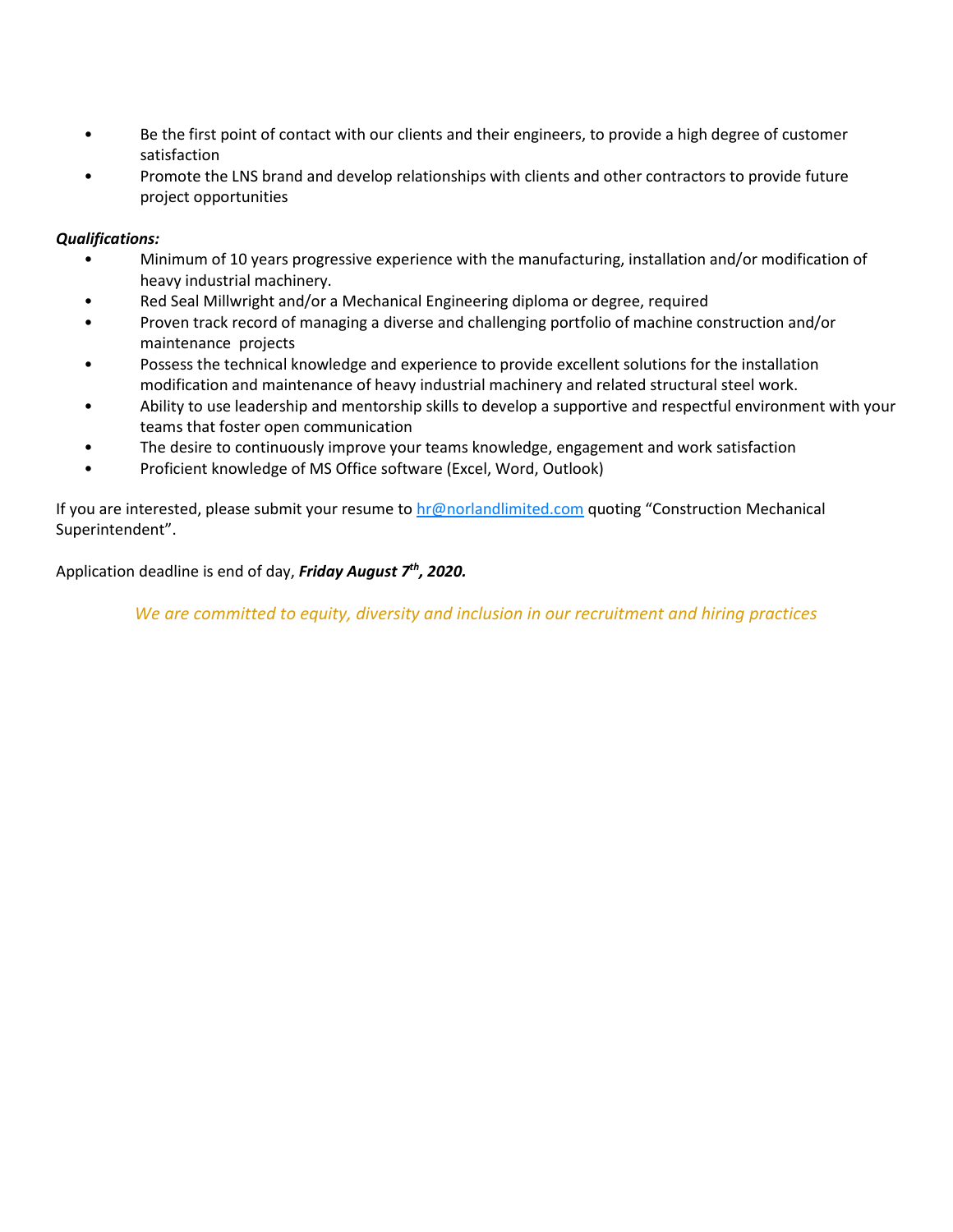- Be the first point of contact with our clients and their engineers, to provide a high degree of customer satisfaction
- Promote the LNS brand and develop relationships with clients and other contractors to provide future project opportunities

***Qualifications:***

- Minimum of 10 years progressive experience with the manufacturing, installation and/or modification of heavy industrial machinery.
- Red Seal Millwright and/or a Mechanical Engineering diploma or degree, required
- Proven track record of managing a diverse and challenging portfolio of machine construction and/or maintenance projects
- Possess the technical knowledge and experience to provide excellent solutions for the installation modification and maintenance of heavy industrial machinery and related structural steel work.
- Ability to use leadership and mentorship skills to develop a supportive and respectful environment with your teams that foster open communication
- The desire to continuously improve your teams knowledge, engagement and work satisfaction
- Proficient knowledge of MS Office software (Excel, Word, Outlook)

If you are interested, please submit your resume to hr@norlandlimited.com quoting "Construction Mechanical Superintendent".

Application deadline is end of day, ***Friday August 7th, 2020.***

*We are committed to equity, diversity and inclusion in our recruitment and hiring practices*